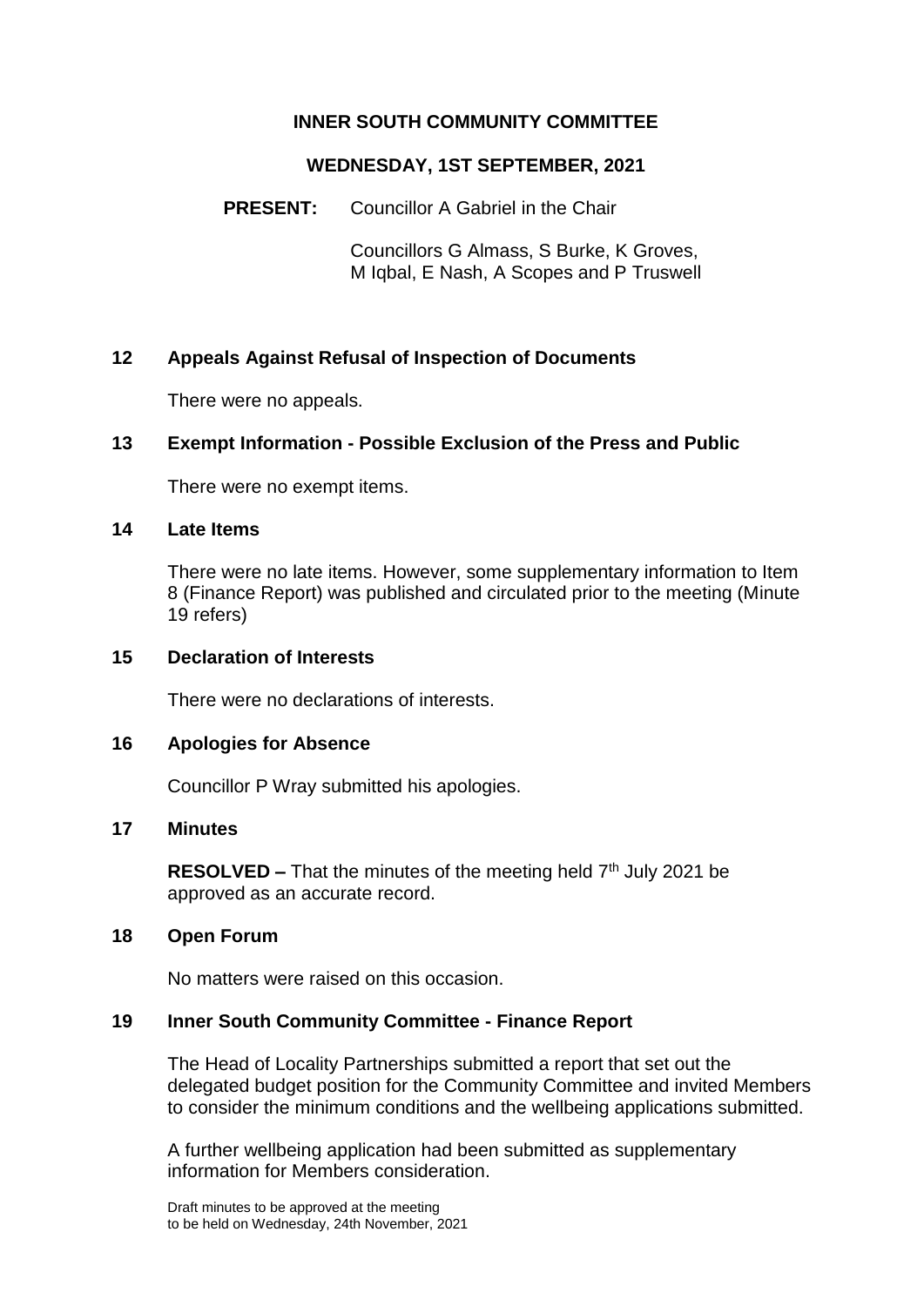# INNER SOUTH COMMUNITY COMMITTEE

## WEDNESDAY, 1ST SEPTEMBER, 2021

**PRESENT:** Councillor A Gabriel in the Chair

Councillors G Almass, S Burke, K Groves, M Iqbal, E Nash, A Scopes and P Truswell

### 12 Appeals Against Refusal of Inspection of Documents

There were no appeals.

### 13 Exempt Information - Possible Exclusion of the Press and Public

There were no exempt items.

### 14 Late Items

There were no late items. However, some supplementary information to Item 8 (Finance Report) was published and circulated prior to the meeting (Minute 19 refers)

### 15 Declaration of Interests

There were no declarations of interests.

### 16 Apologies for Absence

Councillor P Wray submitted his apologies.

### 17 Minutes

**RESOLVED –** That the minutes of the meeting held 7th July 2021 be approved as an accurate record.

### 18 Open Forum

No matters were raised on this occasion.

### 19 Inner South Community Committee - Finance Report

The Head of Locality Partnerships submitted a report that set out the delegated budget position for the Community Committee and invited Members to consider the minimum conditions and the wellbeing applications submitted.

A further wellbeing application had been submitted as supplementary information for Members consideration.

Draft minutes to be approved at the meeting to be held on Wednesday, 24th November, 2021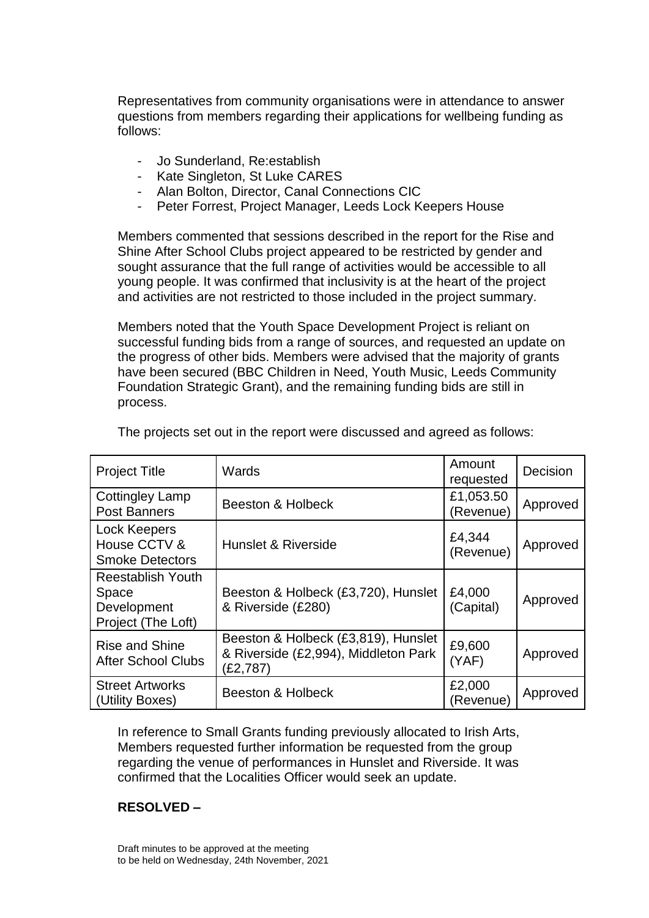Representatives from community organisations were in attendance to answer questions from members regarding their applications for wellbeing funding as follows:

- Jo Sunderland, Re:establish
- Kate Singleton, St Luke CARES
- Alan Bolton, Director, Canal Connections CIC
- Peter Forrest, Project Manager, Leeds Lock Keepers House

Members commented that sessions described in the report for the Rise and Shine After School Clubs project appeared to be restricted by gender and sought assurance that the full range of activities would be accessible to all young people. It was confirmed that inclusivity is at the heart of the project and activities are not restricted to those included in the project summary.

Members noted that the Youth Space Development Project is reliant on successful funding bids from a range of sources, and requested an update on the progress of other bids. Members were advised that the majority of grants have been secured (BBC Children in Need, Youth Music, Leeds Community Foundation Strategic Grant), and the remaining funding bids are still in process.

The projects set out in the report were discussed and agreed as follows:

| Project Title | Wards | Amount requested | Decision |
|---|---|---|---|
| Cottingley Lamp Post Banners | Beeston & Holbeck | £1,053.50 (Revenue) | Approved |
| Lock Keepers House CCTV & Smoke Detectors | Hunslet & Riverside | £4,344 (Revenue) | Approved |
| Reestablish Youth Space Development Project (The Loft) | Beeston & Holbeck (£3,720), Hunslet & Riverside (£280) | £4,000 (Capital) | Approved |
| Rise and Shine After School Clubs | Beeston & Holbeck (£3,819), Hunslet & Riverside (£2,994), Middleton Park (£2,787) | £9,600 (YAF) | Approved |
| Street Artworks (Utility Boxes) | Beeston & Holbeck | £2,000 (Revenue) | Approved |

In reference to Small Grants funding previously allocated to Irish Arts, Members requested further information be requested from the group regarding the venue of performances in Hunslet and Riverside. It was confirmed that the Localities Officer would seek an update.

**RESOLVED –**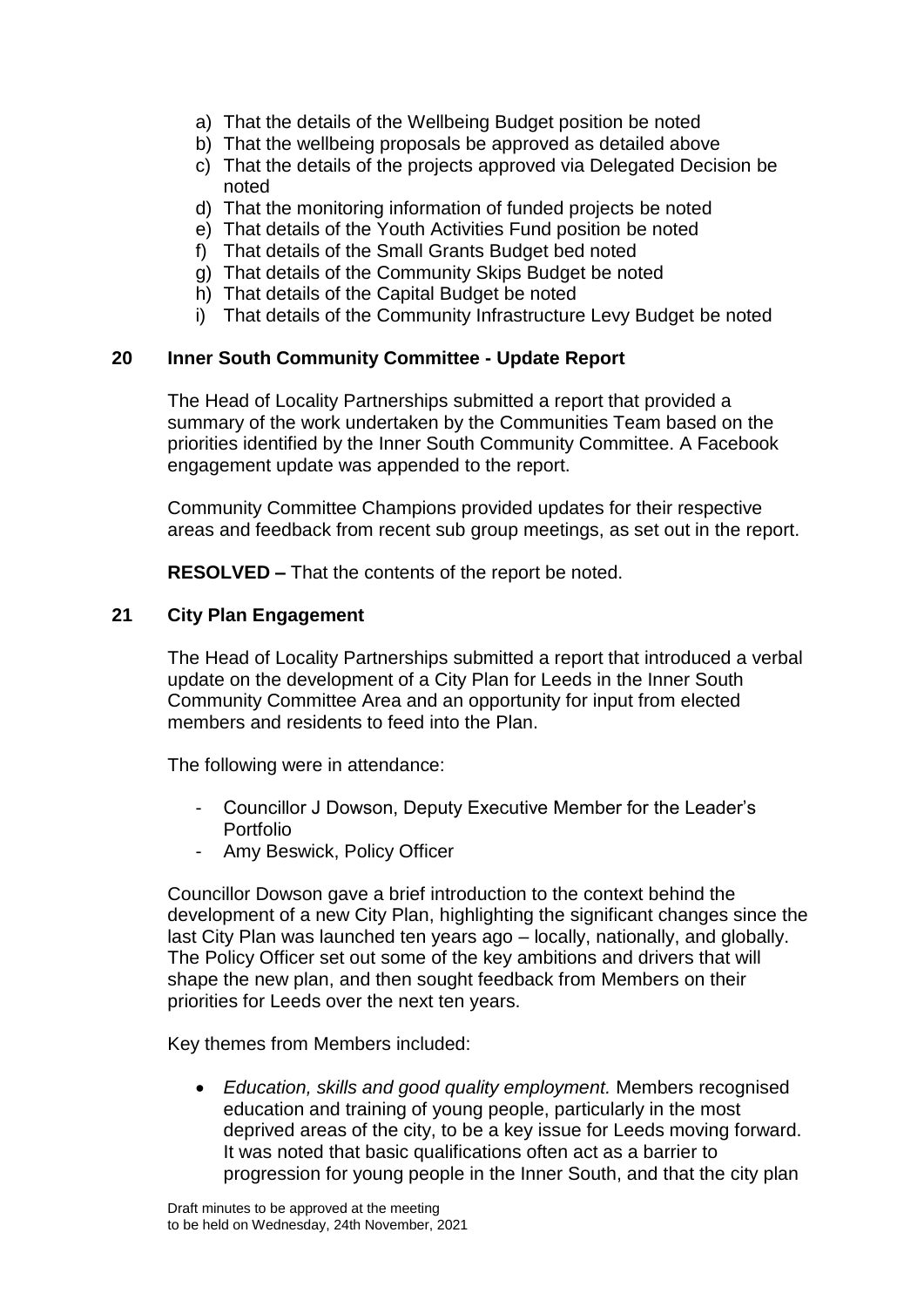a) That the details of the Wellbeing Budget position be noted
b) That the wellbeing proposals be approved as detailed above
c) That the details of the projects approved via Delegated Decision be noted
d) That the monitoring information of funded projects be noted
e) That details of the Youth Activities Fund position be noted
f) That details of the Small Grants Budget bed noted
g) That details of the Community Skips Budget be noted
h) That details of the Capital Budget be noted
i) That details of the Community Infrastructure Levy Budget be noted

## 20 Inner South Community Committee - Update Report

The Head of Locality Partnerships submitted a report that provided a summary of the work undertaken by the Communities Team based on the priorities identified by the Inner South Community Committee. A Facebook engagement update was appended to the report.

Community Committee Champions provided updates for their respective areas and feedback from recent sub group meetings, as set out in the report.

**RESOLVED –** That the contents of the report be noted.

## 21 City Plan Engagement

The Head of Locality Partnerships submitted a report that introduced a verbal update on the development of a City Plan for Leeds in the Inner South Community Committee Area and an opportunity for input from elected members and residents to feed into the Plan.

The following were in attendance:

- Councillor J Dowson, Deputy Executive Member for the Leader's Portfolio
- Amy Beswick, Policy Officer

Councillor Dowson gave a brief introduction to the context behind the development of a new City Plan, highlighting the significant changes since the last City Plan was launched ten years ago – locally, nationally, and globally. The Policy Officer set out some of the key ambitions and drivers that will shape the new plan, and then sought feedback from Members on their priorities for Leeds over the next ten years.

Key themes from Members included:

- *Education, skills and good quality employment.* Members recognised education and training of young people, particularly in the most deprived areas of the city, to be a key issue for Leeds moving forward. It was noted that basic qualifications often act as a barrier to progression for young people in the Inner South, and that the city plan

Draft minutes to be approved at the meeting
to be held on Wednesday, 24th November, 2021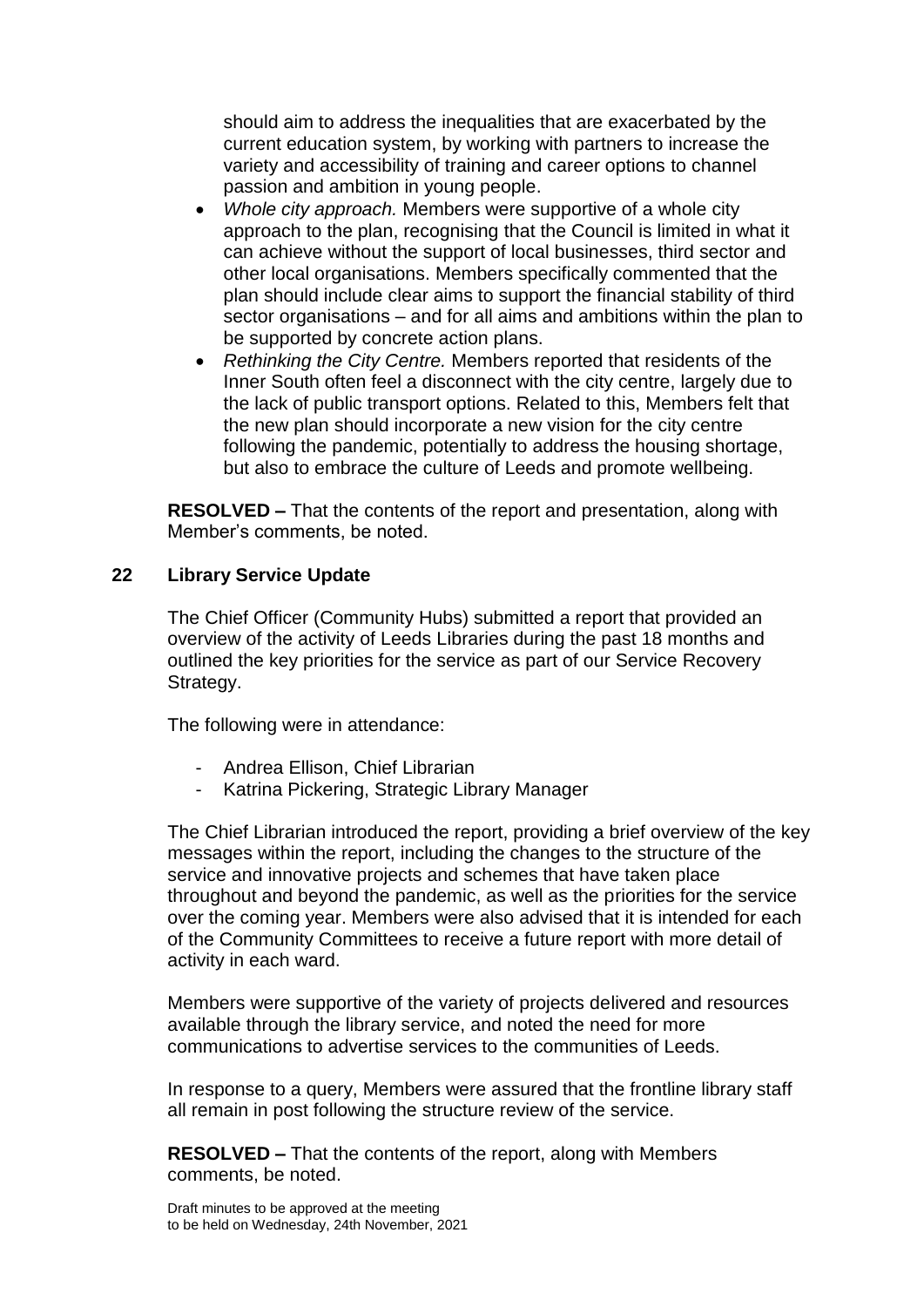should aim to address the inequalities that are exacerbated by the current education system, by working with partners to increase the variety and accessibility of training and career options to channel passion and ambition in young people.

- *Whole city approach.* Members were supportive of a whole city approach to the plan, recognising that the Council is limited in what it can achieve without the support of local businesses, third sector and other local organisations. Members specifically commented that the plan should include clear aims to support the financial stability of third sector organisations – and for all aims and ambitions within the plan to be supported by concrete action plans.
- *Rethinking the City Centre.* Members reported that residents of the Inner South often feel a disconnect with the city centre, largely due to the lack of public transport options. Related to this, Members felt that the new plan should incorporate a new vision for the city centre following the pandemic, potentially to address the housing shortage, but also to embrace the culture of Leeds and promote wellbeing.

**RESOLVED –** That the contents of the report and presentation, along with Member's comments, be noted.

## 22 Library Service Update

The Chief Officer (Community Hubs) submitted a report that provided an overview of the activity of Leeds Libraries during the past 18 months and outlined the key priorities for the service as part of our Service Recovery Strategy.

The following were in attendance:

- Andrea Ellison, Chief Librarian
- Katrina Pickering, Strategic Library Manager

The Chief Librarian introduced the report, providing a brief overview of the key messages within the report, including the changes to the structure of the service and innovative projects and schemes that have taken place throughout and beyond the pandemic, as well as the priorities for the service over the coming year. Members were also advised that it is intended for each of the Community Committees to receive a future report with more detail of activity in each ward.

Members were supportive of the variety of projects delivered and resources available through the library service, and noted the need for more communications to advertise services to the communities of Leeds.

In response to a query, Members were assured that the frontline library staff all remain in post following the structure review of the service.

**RESOLVED –** That the contents of the report, along with Members comments, be noted.

Draft minutes to be approved at the meeting
to be held on Wednesday, 24th November, 2021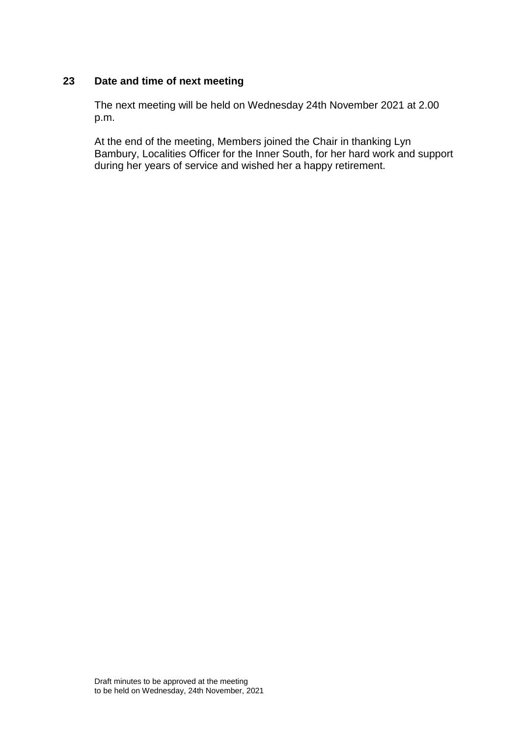## 23 Date and time of next meeting

The next meeting will be held on Wednesday 24th November 2021 at 2.00 p.m.

At the end of the meeting, Members joined the Chair in thanking Lyn Bambury, Localities Officer for the Inner South, for her hard work and support during her years of service and wished her a happy retirement.